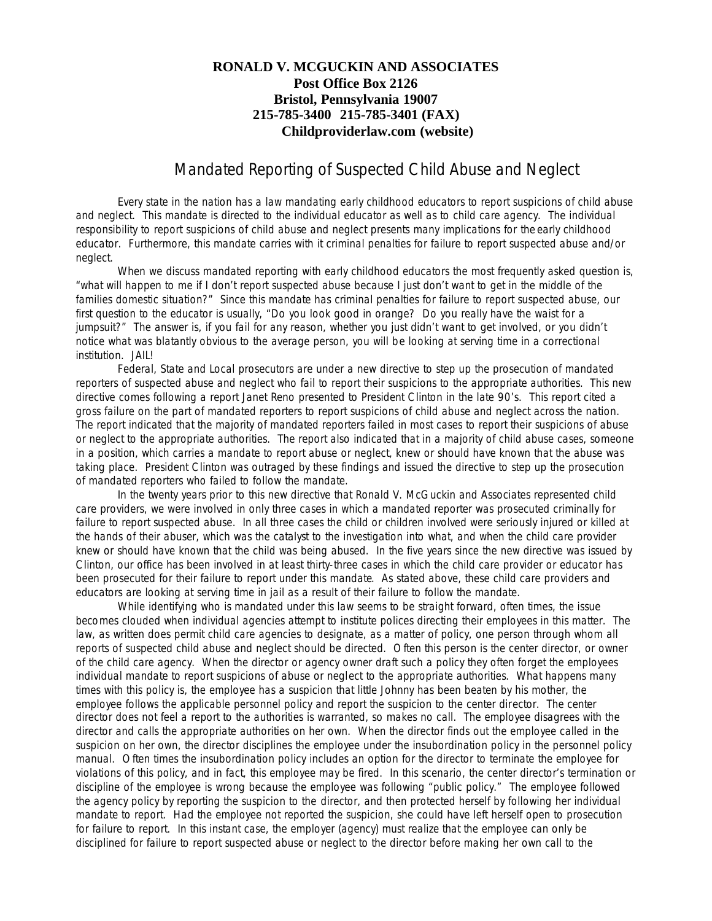**RONALD V. MCGUCKIN AND ASSOCIATES**
**Post Office Box 2126**
**Bristol, Pennsylvania 19007**
**215-785-3400 215-785-3401 (FAX)**
**Childproviderlaw.com (website)**

# Mandated Reporting of Suspected Child Abuse and Neglect

Every state in the nation has a law mandating early childhood educators to report suspicions of child abuse and neglect. This mandate is directed to the individual educator as well as to child care agency. The individual responsibility to report suspicions of child abuse and neglect presents many implications for the early childhood educator. Furthermore, this mandate carries with it criminal penalties for failure to report suspected abuse and/or neglect.

When we discuss mandated reporting with early childhood educators the most frequently asked question is, "what will happen to me if I don't report suspected abuse because I just don't want to get in the middle of the families domestic situation?" Since this mandate has criminal penalties for failure to report suspected abuse, our first question to the educator is usually, "Do you look good in orange? Do you really have the waist for a jumpsuit?" The answer is, if you fail for any reason, whether you just didn't want to get involved, or you didn't notice what was blatantly obvious to the average person, you will be looking at serving time in a correctional institution. JAIL!

Federal, State and Local prosecutors are under a new directive to step up the prosecution of mandated reporters of suspected abuse and neglect who fail to report their suspicions to the appropriate authorities. This new directive comes following a report Janet Reno presented to President Clinton in the late 90's. This report cited a gross failure on the part of mandated reporters to report suspicions of child abuse and neglect across the nation. The report indicated that the majority of mandated reporters failed in most cases to report their suspicions of abuse or neglect to the appropriate authorities. The report also indicated that in a majority of child abuse cases, someone in a position, which carries a mandate to report abuse or neglect, knew or should have known that the abuse was taking place. President Clinton was outraged by these findings and issued the directive to step up the prosecution of mandated reporters who failed to follow the mandate.

In the twenty years prior to this new directive that Ronald V. McGuckin and Associates represented child care providers, we were involved in only three cases in which a mandated reporter was prosecuted criminally for failure to report suspected abuse. In all three cases the child or children involved were seriously injured or killed at the hands of their abuser, which was the catalyst to the investigation into what, and when the child care provider knew or should have known that the child was being abused. In the five years since the new directive was issued by Clinton, our office has been involved in at least thirty-three cases in which the child care provider or educator has been prosecuted for their failure to report under this mandate. As stated above, these child care providers and educators are looking at serving time in jail as a result of their failure to follow the mandate.

While identifying who is mandated under this law seems to be straight forward, often times, the issue becomes clouded when individual agencies attempt to institute polices directing their employees in this matter. The law, as written does permit child care agencies to designate, as a matter of policy, one person through whom all reports of suspected child abuse and neglect should be directed. Often this person is the center director, or owner of the child care agency. When the director or agency owner draft such a policy they often forget the employees individual mandate to report suspicions of abuse or neglect to the appropriate authorities. What happens many times with this policy is, the employee has a suspicion that little Johnny has been beaten by his mother, the employee follows the applicable personnel policy and report the suspicion to the center director. The center director does not feel a report to the authorities is warranted, so makes no call. The employee disagrees with the director and calls the appropriate authorities on her own. When the director finds out the employee called in the suspicion on her own, the director disciplines the employee under the insubordination policy in the personnel policy manual. Often times the insubordination policy includes an option for the director to terminate the employee for violations of this policy, and in fact, this employee may be fired. In this scenario, the center director's termination or discipline of the employee is wrong because the employee was following "public policy." The employee followed the agency policy by reporting the suspicion to the director, and then protected herself by following her individual mandate to report. Had the employee not reported the suspicion, she could have left herself open to prosecution for failure to report. In this instant case, the employer (agency) must realize that the employee can only be disciplined for failure to report suspected abuse or neglect to the director before making her own call to the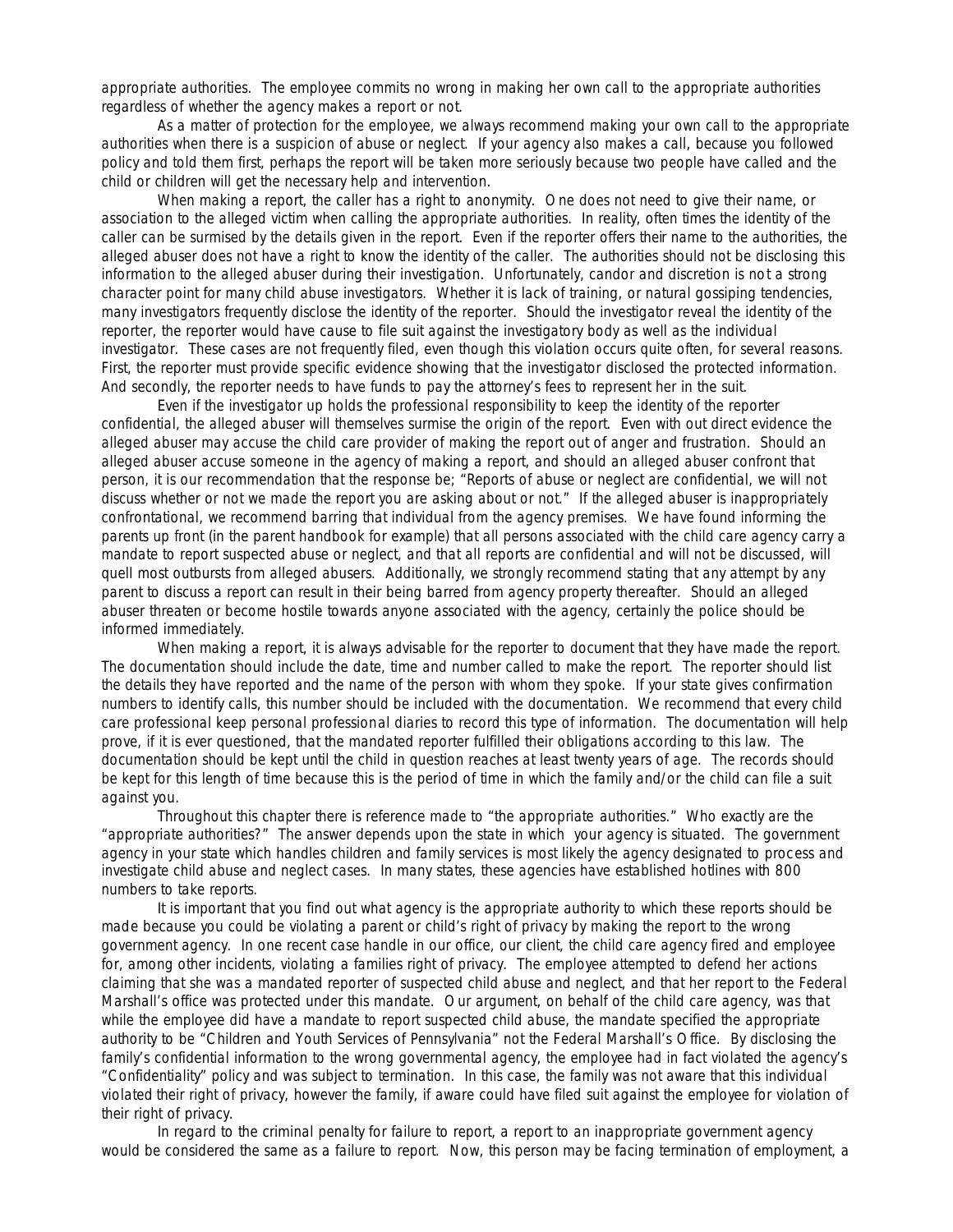appropriate authorities. The employee commits no wrong in making her own call to the appropriate authorities regardless of whether the agency makes a report or not.

As a matter of protection for the employee, we always recommend making your own call to the appropriate authorities when there is a suspicion of abuse or neglect. If your agency also makes a call, because you followed policy and told them first, perhaps the report will be taken more seriously because two people have called and the child or children will get the necessary help and intervention.

When making a report, the caller has a right to anonymity. One does not need to give their name, or association to the alleged victim when calling the appropriate authorities. In reality, often times the identity of the caller can be surmised by the details given in the report. Even if the reporter offers their name to the authorities, the alleged abuser does not have a right to know the identity of the caller. The authorities should not be disclosing this information to the alleged abuser during their investigation. Unfortunately, candor and discretion is not a strong character point for many child abuse investigators. Whether it is lack of training, or natural gossiping tendencies, many investigators frequently disclose the identity of the reporter. Should the investigator reveal the identity of the reporter, the reporter would have cause to file suit against the investigatory body as well as the individual investigator. These cases are not frequently filed, even though this violation occurs quite often, for several reasons. First, the reporter must provide specific evidence showing that the investigator disclosed the protected information. And secondly, the reporter needs to have funds to pay the attorney's fees to represent her in the suit.

Even if the investigator up holds the professional responsibility to keep the identity of the reporter confidential, the alleged abuser will themselves surmise the origin of the report. Even with out direct evidence the alleged abuser may accuse the child care provider of making the report out of anger and frustration. Should an alleged abuser accuse someone in the agency of making a report, and should an alleged abuser confront that person, it is our recommendation that the response be; "Reports of abuse or neglect are confidential, we will not discuss whether or not we made the report you are asking about or not." If the alleged abuser is inappropriately confrontational, we recommend barring that individual from the agency premises. We have found informing the parents up front (in the parent handbook for example) that all persons associated with the child care agency carry a mandate to report suspected abuse or neglect, and that all reports are confidential and will not be discussed, will quell most outbursts from alleged abusers. Additionally, we strongly recommend stating that any attempt by any parent to discuss a report can result in their being barred from agency property thereafter. Should an alleged abuser threaten or become hostile towards anyone associated with the agency, certainly the police should be informed immediately.

When making a report, it is always advisable for the reporter to document that they have made the report. The documentation should include the date, time and number called to make the report. The reporter should list the details they have reported and the name of the person with whom they spoke. If your state gives confirmation numbers to identify calls, this number should be included with the documentation. We recommend that every child care professional keep personal professional diaries to record this type of information. The documentation will help prove, if it is ever questioned, that the mandated reporter fulfilled their obligations according to this law. The documentation should be kept until the child in question reaches at least twenty years of age. The records should be kept for this length of time because this is the period of time in which the family and/or the child can file a suit against you.

Throughout this chapter there is reference made to "the appropriate authorities." Who exactly are the "appropriate authorities?" The answer depends upon the state in which your agency is situated. The government agency in your state which handles children and family services is most likely the agency designated to process and investigate child abuse and neglect cases. In many states, these agencies have established hotlines with 800 numbers to take reports.

It is important that you find out what agency is the appropriate authority to which these reports should be made because you could be violating a parent or child's right of privacy by making the report to the wrong government agency. In one recent case handle in our office, our client, the child care agency fired and employee for, among other incidents, violating a families right of privacy. The employee attempted to defend her actions claiming that she was a mandated reporter of suspected child abuse and neglect, and that her report to the Federal Marshall's office was protected under this mandate. Our argument, on behalf of the child care agency, was that while the employee did have a mandate to report suspected child abuse, the mandate specified the appropriate authority to be "Children and Youth Services of Pennsylvania" not the Federal Marshall's Office. By disclosing the family's confidential information to the wrong governmental agency, the employee had in fact violated the agency's "Confidentiality" policy and was subject to termination. In this case, the family was not aware that this individual violated their right of privacy, however the family, if aware could have filed suit against the employee for violation of their right of privacy.

In regard to the criminal penalty for failure to report, a report to an inappropriate government agency would be considered the same as a failure to report. Now, this person may be facing termination of employment, a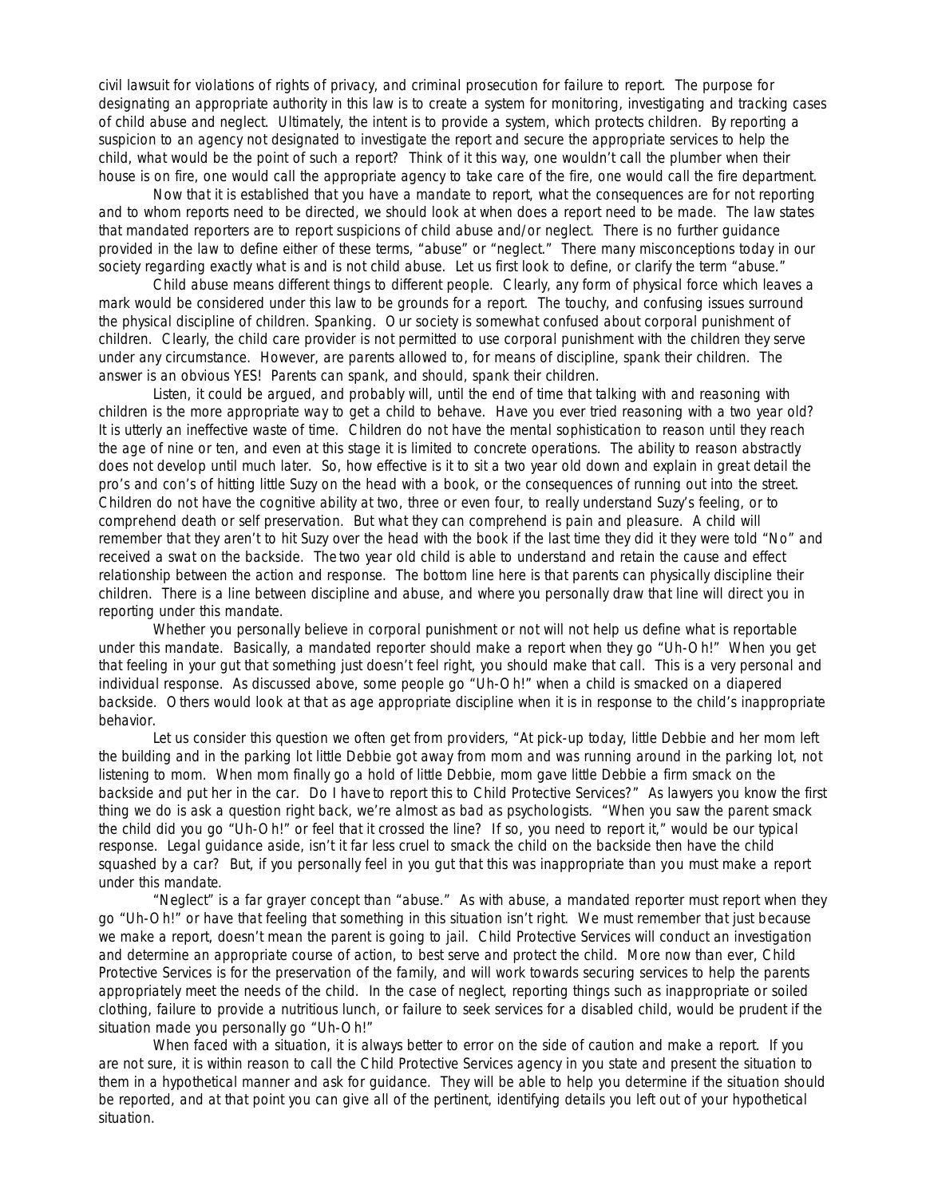civil lawsuit for violations of rights of privacy, and criminal prosecution for failure to report. The purpose for designating an appropriate authority in this law is to create a system for monitoring, investigating and tracking cases of child abuse and neglect. Ultimately, the intent is to provide a system, which protects children. By reporting a suspicion to an agency not designated to investigate the report and secure the appropriate services to help the child, what would be the point of such a report? Think of it this way, one wouldn't call the plumber when their house is on fire, one would call the appropriate agency to take care of the fire, one would call the fire department.

Now that it is established that you have a mandate to report, what the consequences are for not reporting and to whom reports need to be directed, we should look at when does a report need to be made. The law states that mandated reporters are to report suspicions of child abuse and/or neglect. There is no further guidance provided in the law to define either of these terms, "abuse" or "neglect." There many misconceptions today in our society regarding exactly what is and is not child abuse. Let us first look to define, or clarify the term "abuse."

Child abuse means different things to different people. Clearly, any form of physical force which leaves a mark would be considered under this law to be grounds for a report. The touchy, and confusing issues surround the physical discipline of children. Spanking. Our society is somewhat confused about corporal punishment of children. Clearly, the child care provider is not permitted to use corporal punishment with the children they serve under any circumstance. However, are parents allowed to, for means of discipline, spank their children. The answer is an obvious YES! Parents can spank, and should, spank their children.

Listen, it could be argued, and probably will, until the end of time that talking with and reasoning with children is the more appropriate way to get a child to behave. Have you ever tried reasoning with a two year old? It is utterly an ineffective waste of time. Children do not have the mental sophistication to reason until they reach the age of nine or ten, and even at this stage it is limited to concrete operations. The ability to reason abstractly does not develop until much later. So, how effective is it to sit a two year old down and explain in great detail the pro's and con's of hitting little Suzy on the head with a book, or the consequences of running out into the street. Children do not have the cognitive ability at two, three or even four, to really understand Suzy's feeling, or to comprehend death or self preservation. But what they can comprehend is pain and pleasure. A child will remember that they aren't to hit Suzy over the head with the book if the last time they did it they were told "No" and received a swat on the backside. The two year old child is able to understand and retain the cause and effect relationship between the action and response. The bottom line here is that parents can physically discipline their children. There is a line between discipline and abuse, and where you personally draw that line will direct you in reporting under this mandate.

Whether you personally believe in corporal punishment or not will not help us define what is reportable under this mandate. Basically, a mandated reporter should make a report when they go "Uh-Oh!" When you get that feeling in your gut that something just doesn't feel right, you should make that call. This is a very personal and individual response. As discussed above, some people go "Uh-Oh!" when a child is smacked on a diapered backside. Others would look at that as age appropriate discipline when it is in response to the child's inappropriate behavior.

Let us consider this question we often get from providers, "At pick-up today, little Debbie and her mom left the building and in the parking lot little Debbie got away from mom and was running around in the parking lot, not listening to mom. When mom finally go a hold of little Debbie, mom gave little Debbie a firm smack on the backside and put her in the car. Do I have to report this to Child Protective Services?" As lawyers you know the first thing we do is ask a question right back, we're almost as bad as psychologists. "When you saw the parent smack the child did you go "Uh-Oh!" or feel that it crossed the line? If so, you need to report it," would be our typical response. Legal guidance aside, isn't it far less cruel to smack the child on the backside then have the child squashed by a car? But, if you personally feel in you gut that this was inappropriate than you must make a report under this mandate.

"Neglect" is a far grayer concept than "abuse." As with abuse, a mandated reporter must report when they go "Uh-Oh!" or have that feeling that something in this situation isn't right. We must remember that just because we make a report, doesn't mean the parent is going to jail. Child Protective Services will conduct an investigation and determine an appropriate course of action, to best serve and protect the child. More now than ever, Child Protective Services is for the preservation of the family, and will work towards securing services to help the parents appropriately meet the needs of the child. In the case of neglect, reporting things such as inappropriate or soiled clothing, failure to provide a nutritious lunch, or failure to seek services for a disabled child, would be prudent if the situation made you personally go "Uh-Oh!"

When faced with a situation, it is always better to error on the side of caution and make a report. If you are not sure, it is within reason to call the Child Protective Services agency in you state and present the situation to them in a hypothetical manner and ask for guidance. They will be able to help you determine if the situation should be reported, and at that point you can give all of the pertinent, identifying details you left out of your hypothetical situation.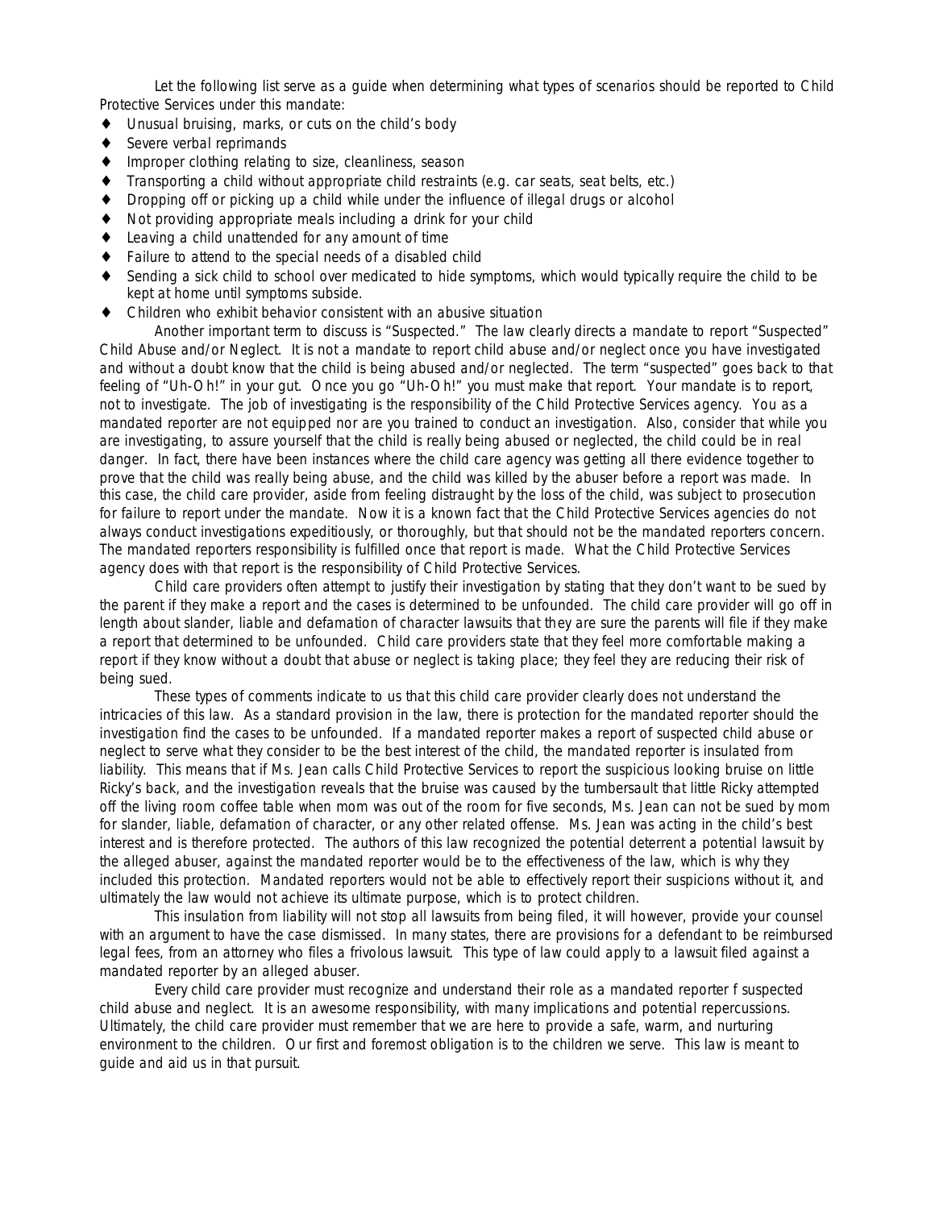Let the following list serve as a guide when determining what types of scenarios should be reported to Child Protective Services under this mandate:

- Unusual bruising, marks, or cuts on the child's body
- Severe verbal reprimands
- Improper clothing relating to size, cleanliness, season
- Transporting a child without appropriate child restraints (e.g. car seats, seat belts, etc.)
- Dropping off or picking up a child while under the influence of illegal drugs or alcohol
- Not providing appropriate meals including a drink for your child
- Leaving a child unattended for any amount of time
- Failure to attend to the special needs of a disabled child
- Sending a sick child to school over medicated to hide symptoms, which would typically require the child to be kept at home until symptoms subside.
- Children who exhibit behavior consistent with an abusive situation

Another important term to discuss is "Suspected." The law clearly directs a mandate to report "Suspected" Child Abuse and/or Neglect. It is not a mandate to report child abuse and/or neglect once you have investigated and without a doubt know that the child is being abused and/or neglected. The term "suspected" goes back to that feeling of "Uh-Oh!" in your gut. Once you go "Uh-Oh!" you must make that report. Your mandate is to report, not to investigate. The job of investigating is the responsibility of the Child Protective Services agency. You as a mandated reporter are not equipped nor are you trained to conduct an investigation. Also, consider that while you are investigating, to assure yourself that the child is really being abused or neglected, the child could be in real danger. In fact, there have been instances where the child care agency was getting all there evidence together to prove that the child was really being abuse, and the child was killed by the abuser before a report was made. In this case, the child care provider, aside from feeling distraught by the loss of the child, was subject to prosecution for failure to report under the mandate. Now it is a known fact that the Child Protective Services agencies do not always conduct investigations expeditiously, or thoroughly, but that should not be the mandated reporters concern. The mandated reporters responsibility is fulfilled once that report is made. What the Child Protective Services agency does with that report is the responsibility of Child Protective Services.

Child care providers often attempt to justify their investigation by stating that they don't want to be sued by the parent if they make a report and the cases is determined to be unfounded. The child care provider will go off in length about slander, liable and defamation of character lawsuits that they are sure the parents will file if they make a report that determined to be unfounded. Child care providers state that they feel more comfortable making a report if they know without a doubt that abuse or neglect is taking place; they feel they are reducing their risk of being sued.

These types of comments indicate to us that this child care provider clearly does not understand the intricacies of this law. As a standard provision in the law, there is protection for the mandated reporter should the investigation find the cases to be unfounded. If a mandated reporter makes a report of suspected child abuse or neglect to serve what they consider to be the best interest of the child, the mandated reporter is insulated from liability. This means that if Ms. Jean calls Child Protective Services to report the suspicious looking bruise on little Ricky's back, and the investigation reveals that the bruise was caused by the tumbersault that little Ricky attempted off the living room coffee table when mom was out of the room for five seconds, Ms. Jean can not be sued by mom for slander, liable, defamation of character, or any other related offense. Ms. Jean was acting in the child's best interest and is therefore protected. The authors of this law recognized the potential deterrent a potential lawsuit by the alleged abuser, against the mandated reporter would be to the effectiveness of the law, which is why they included this protection. Mandated reporters would not be able to effectively report their suspicions without it, and ultimately the law would not achieve its ultimate purpose, which is to protect children.

This insulation from liability will not stop all lawsuits from being filed, it will however, provide your counsel with an argument to have the case dismissed. In many states, there are provisions for a defendant to be reimbursed legal fees, from an attorney who files a frivolous lawsuit. This type of law could apply to a lawsuit filed against a mandated reporter by an alleged abuser.

Every child care provider must recognize and understand their role as a mandated reporter f suspected child abuse and neglect. It is an awesome responsibility, with many implications and potential repercussions. Ultimately, the child care provider must remember that we are here to provide a safe, warm, and nurturing environment to the children. Our first and foremost obligation is to the children we serve. This law is meant to guide and aid us in that pursuit.